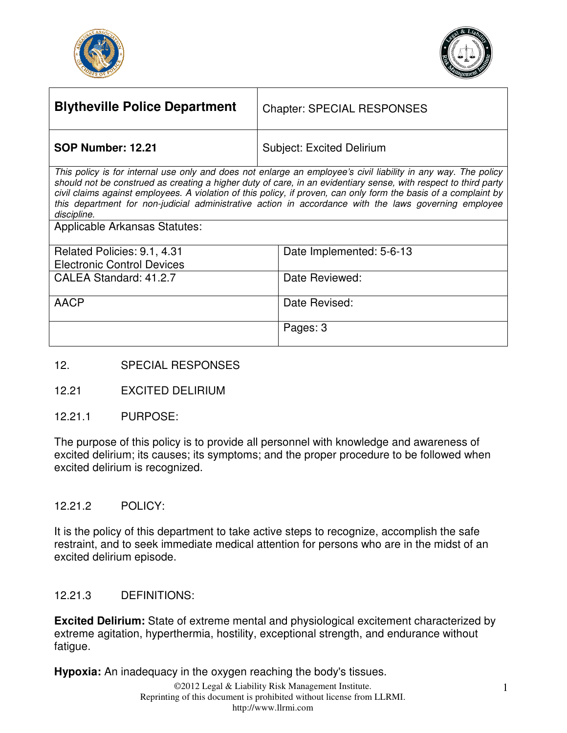| **Blytheville Police Department** | Chapter: SPECIAL RESPONSES |
|---|---|
| **SOP Number: 12.21** | Subject: Excited Delirium |

*This policy is for internal use only and does not enlarge an employee's civil liability in any way. The policy should not be construed as creating a higher duty of care, in an evidentiary sense, with respect to third party civil claims against employees. A violation of this policy, if proven, can only form the basis of a complaint by this department for non-judicial administrative action in accordance with the laws governing employee discipline.*

Applicable Arkansas Statutes:

| | |
|---|---|
| Related Policies: 9.1, 4.31<br>Electronic Control Devices | Date Implemented: 5-6-13 |
| CALEA Standard: 41.2.7 | Date Reviewed: |
| AACP | Date Revised: |
| | Pages: 3 |

12. SPECIAL RESPONSES

12.21 EXCITED DELIRIUM

12.21.1 PURPOSE:

The purpose of this policy is to provide all personnel with knowledge and awareness of excited delirium; its causes; its symptoms; and the proper procedure to be followed when excited delirium is recognized.

12.21.2 POLICY:

It is the policy of this department to take active steps to recognize, accomplish the safe restraint, and to seek immediate medical attention for persons who are in the midst of an excited delirium episode.

12.21.3 DEFINITIONS:

**Excited Delirium:** State of extreme mental and physiological excitement characterized by extreme agitation, hyperthermia, hostility, exceptional strength, and endurance without fatigue.

**Hypoxia:** An inadequacy in the oxygen reaching the body's tissues.

©2012 Legal & Liability Risk Management Institute.
Reprinting of this document is prohibited without license from LLRMI.
http://www.llrmi.com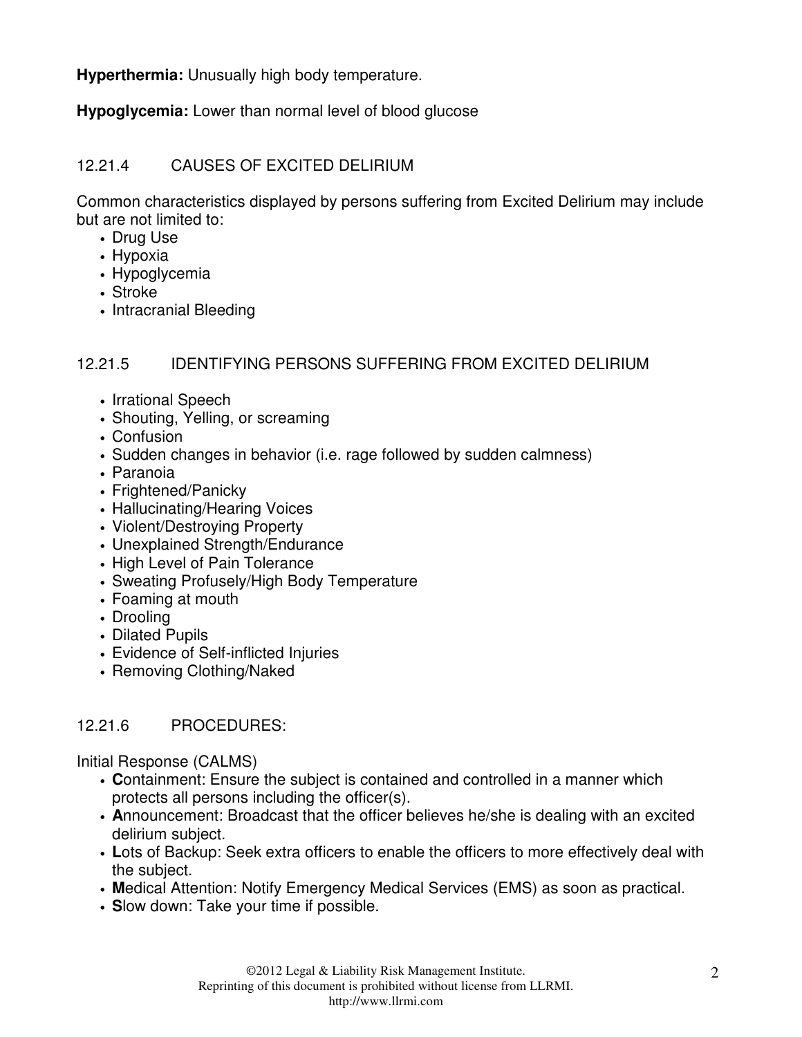**Hyperthermia:** Unusually high body temperature.

**Hypoglycemia:** Lower than normal level of blood glucose

## 12.21.4 CAUSES OF EXCITED DELIRIUM

Common characteristics displayed by persons suffering from Excited Delirium may include but are not limited to:

- Drug Use
- Hypoxia
- Hypoglycemia
- Stroke
- Intracranial Bleeding

## 12.21.5 IDENTIFYING PERSONS SUFFERING FROM EXCITED DELIRIUM

- Irrational Speech
- Shouting, Yelling, or screaming
- Confusion
- Sudden changes in behavior (i.e. rage followed by sudden calmness)
- Paranoia
- Frightened/Panicky
- Hallucinating/Hearing Voices
- Violent/Destroying Property
- Unexplained Strength/Endurance
- High Level of Pain Tolerance
- Sweating Profusely/High Body Temperature
- Foaming at mouth
- Drooling
- Dilated Pupils
- Evidence of Self-inflicted Injuries
- Removing Clothing/Naked

## 12.21.6 PROCEDURES:

Initial Response (CALMS)

- **C**ontainment: Ensure the subject is contained and controlled in a manner which protects all persons including the officer(s).
- **A**nnouncement: Broadcast that the officer believes he/she is dealing with an excited delirium subject.
- **L**ots of Backup: Seek extra officers to enable the officers to more effectively deal with the subject.
- **M**edical Attention: Notify Emergency Medical Services (EMS) as soon as practical.
- **S**low down: Take your time if possible.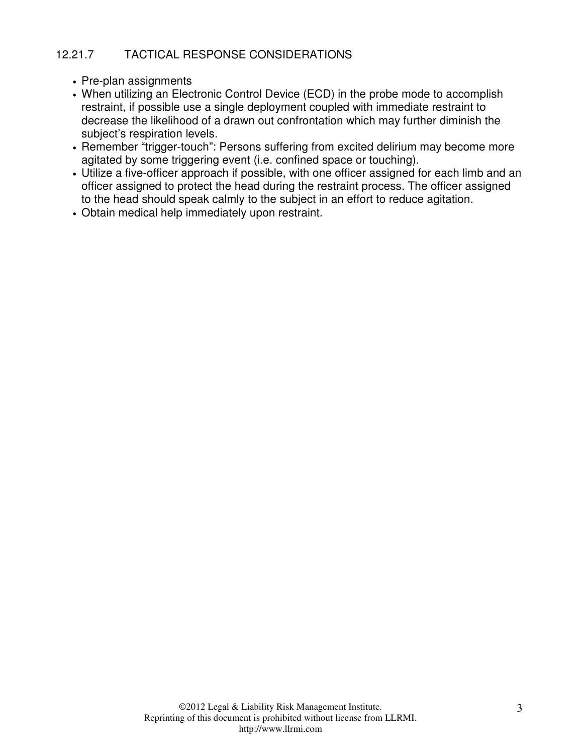### 12.21.7 TACTICAL RESPONSE CONSIDERATIONS

- Pre-plan assignments
- When utilizing an Electronic Control Device (ECD) in the probe mode to accomplish restraint, if possible use a single deployment coupled with immediate restraint to decrease the likelihood of a drawn out confrontation which may further diminish the subject's respiration levels.
- Remember "trigger-touch": Persons suffering from excited delirium may become more agitated by some triggering event (i.e. confined space or touching).
- Utilize a five-officer approach if possible, with one officer assigned for each limb and an officer assigned to protect the head during the restraint process. The officer assigned to the head should speak calmly to the subject in an effort to reduce agitation.
- Obtain medical help immediately upon restraint.